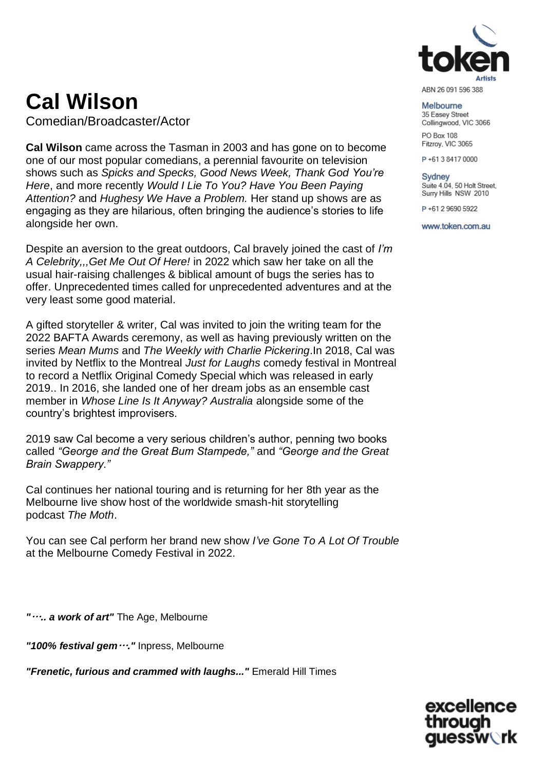# Cal Wilson

Comedian/Broadcaster/Actor

ABN 26 091 596 388

Melbourne
35 Easey Street
Collingwood, VIC 3066

PO Box 108
Fitzroy, VIC 3065

P +61 3 8417 0000

Sydney
Suite 4.04, 50 Holt Street,
Surry Hills NSW 2010

P +61 2 9690 5922

www.token.com.au

**Cal Wilson** came across the Tasman in 2003 and has gone on to become one of our most popular comedians, a perennial favourite on television shows such as *Spicks and Specks, Good News Week, Thank God You're Here*, and more recently *Would I Lie To You? Have You Been Paying Attention?* and *Hughesy We Have a Problem.* Her stand up shows are as engaging as they are hilarious, often bringing the audience's stories to life alongside her own.

Despite an aversion to the great outdoors, Cal bravely joined the cast of *I'm A Celebrity,,,Get Me Out Of Here!* in 2022 which saw her take on all the usual hair-raising challenges & biblical amount of bugs the series has to offer. Unprecedented times called for unprecedented adventures and at the very least some good material.

A gifted storyteller & writer, Cal was invited to join the writing team for the 2022 BAFTA Awards ceremony, as well as having previously written on the series *Mean Mums* and *The Weekly with Charlie Pickering*.In 2018, Cal was invited by Netflix to the Montreal *Just for Laughs* comedy festival in Montreal to record a Netflix Original Comedy Special which was released in early 2019.. In 2016, she landed one of her dream jobs as an ensemble cast member in *Whose Line Is It Anyway? Australia* alongside some of the country's brightest improvisers.

2019 saw Cal become a very serious children's author, penning two books called *"George and the Great Bum Stampede,"* and *"George and the Great Brain Swappery."*

Cal continues her national touring and is returning for her 8th year as the Melbourne live show host of the worldwide smash-hit storytelling podcast *The Moth*.

You can see Cal perform her brand new show *I've Gone To A Lot Of Trouble* at the Melbourne Comedy Festival in 2022.

***"…….. a work of art"*** The Age, Melbourne

***"100% festival gem…."*** Inpress, Melbourne

***"Frenetic, furious and crammed with laughs..."*** Emerald Hill Times

excellence through guesswork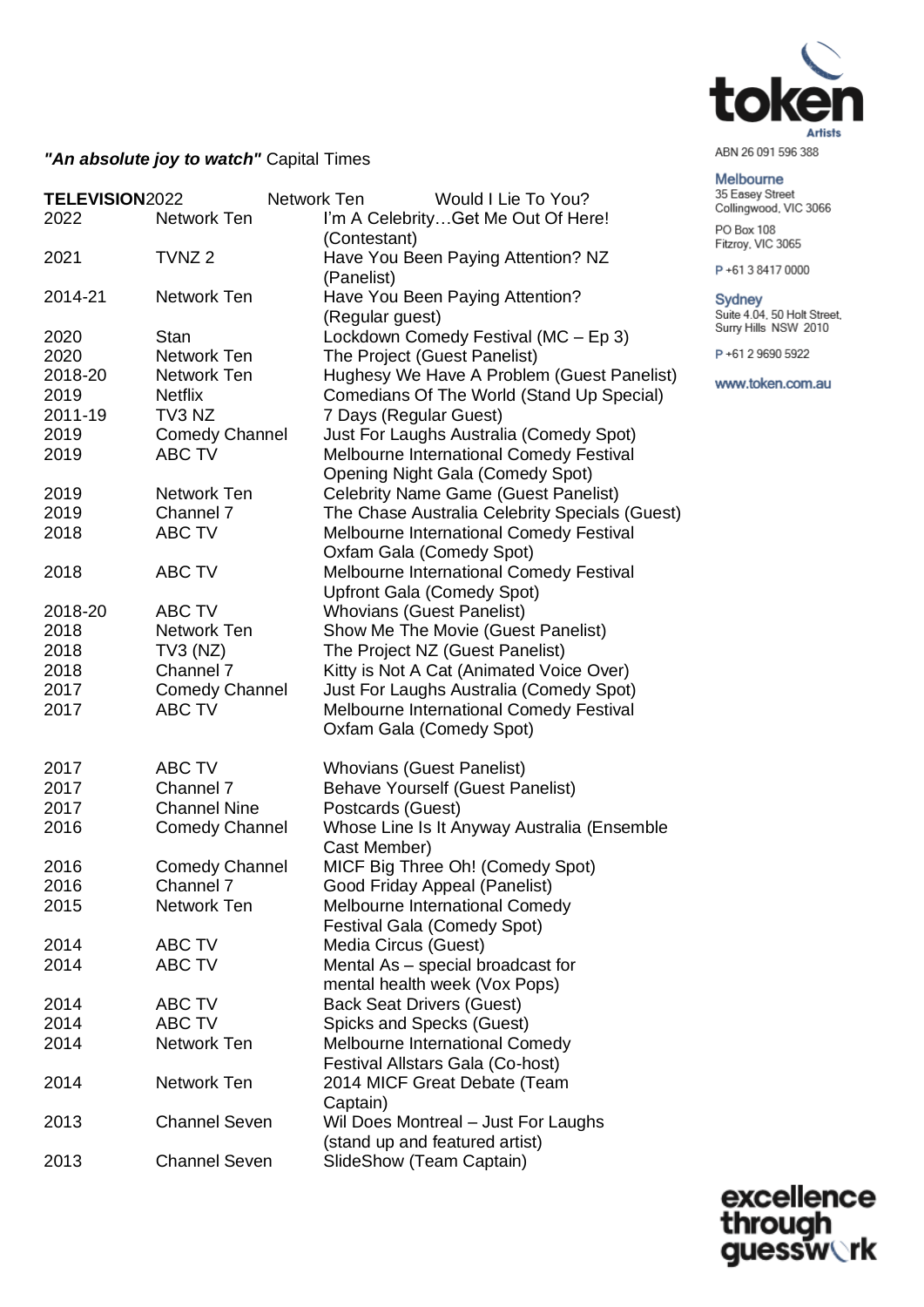***"An absolute joy to watch"*** Capital Times

**TELEVISION**

| Year | Network | Program |
|---|---|---|
| 2022 | Network Ten | Would I Lie To You? |
| 2022 | Network Ten | I'm A Celebrity…Get Me Out Of Here! (Contestant) |
| 2021 | TVNZ 2 | Have You Been Paying Attention? NZ (Panelist) |
| 2014-21 | Network Ten | Have You Been Paying Attention? (Regular guest) |
| 2020 | Stan | Lockdown Comedy Festival (MC – Ep 3) |
| 2020 | Network Ten | The Project (Guest Panelist) |
| 2018-20 | Network Ten | Hughesy We Have A Problem (Guest Panelist) |
| 2019 | Netflix | Comedians Of The World (Stand Up Special) |
| 2011-19 | TV3 NZ | 7 Days (Regular Guest) |
| 2019 | Comedy Channel | Just For Laughs Australia (Comedy Spot) |
| 2019 | ABC TV | Melbourne International Comedy Festival Opening Night Gala (Comedy Spot) |
| 2019 | Network Ten | Celebrity Name Game (Guest Panelist) |
| 2019 | Channel 7 | The Chase Australia Celebrity Specials (Guest) |
| 2018 | ABC TV | Melbourne International Comedy Festival Oxfam Gala (Comedy Spot) |
| 2018 | ABC TV | Melbourne International Comedy Festival Upfront Gala (Comedy Spot) |
| 2018-20 | ABC TV | Whovians (Guest Panelist) |
| 2018 | Network Ten | Show Me The Movie (Guest Panelist) |
| 2018 | TV3 (NZ) | The Project NZ (Guest Panelist) |
| 2018 | Channel 7 | Kitty is Not A Cat (Animated Voice Over) |
| 2017 | Comedy Channel | Just For Laughs Australia (Comedy Spot) |
| 2017 | ABC TV | Melbourne International Comedy Festival Oxfam Gala (Comedy Spot) |
| 2017 | ABC TV | Whovians (Guest Panelist) |
| 2017 | Channel 7 | Behave Yourself (Guest Panelist) |
| 2017 | Channel Nine | Postcards (Guest) |
| 2016 | Comedy Channel | Whose Line Is It Anyway Australia (Ensemble Cast Member) |
| 2016 | Comedy Channel | MICF Big Three Oh! (Comedy Spot) |
| 2016 | Channel 7 | Good Friday Appeal (Panelist) |
| 2015 | Network Ten | Melbourne International Comedy Festival Gala (Comedy Spot) |
| 2014 | ABC TV | Media Circus (Guest) |
| 2014 | ABC TV | Mental As – special broadcast for mental health week (Vox Pops) |
| 2014 | ABC TV | Back Seat Drivers (Guest) |
| 2014 | ABC TV | Spicks and Specks (Guest) |
| 2014 | Network Ten | Melbourne International Comedy Festival Allstars Gala (Co-host) |
| 2014 | Network Ten | 2014 MICF Great Debate (Team Captain) |
| 2013 | Channel Seven | Wil Does Montreal – Just For Laughs (stand up and featured artist) |
| 2013 | Channel Seven | SlideShow (Team Captain) |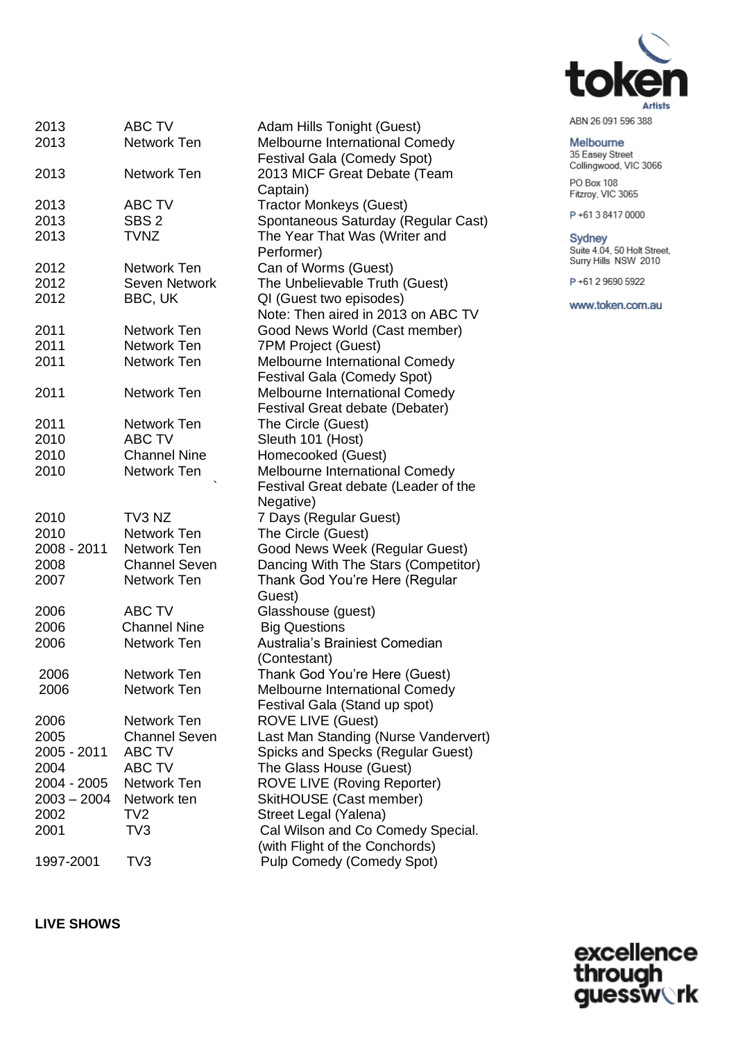| | | |
|---|---|---|
| 2013 | ABC TV | Adam Hills Tonight (Guest) |
| 2013 | Network Ten | Melbourne International Comedy Festival Gala (Comedy Spot) |
| 2013 | Network Ten | 2013 MICF Great Debate (Team Captain) |
| 2013 | ABC TV | Tractor Monkeys (Guest) |
| 2013 | SBS 2 | Spontaneous Saturday (Regular Cast) |
| 2013 | TVNZ | The Year That Was (Writer and Performer) |
| 2012 | Network Ten | Can of Worms (Guest) |
| 2012 | Seven Network | The Unbelievable Truth (Guest) |
| 2012 | BBC, UK | QI (Guest two episodes) Note: Then aired in 2013 on ABC TV |
| 2011 | Network Ten | Good News World (Cast member) |
| 2011 | Network Ten | 7PM Project (Guest) |
| 2011 | Network Ten | Melbourne International Comedy Festival Gala (Comedy Spot) |
| 2011 | Network Ten | Melbourne International Comedy Festival Great debate (Debater) |
| 2011 | Network Ten | The Circle (Guest) |
| 2010 | ABC TV | Sleuth 101 (Host) |
| 2010 | Channel Nine | Homecooked (Guest) |
| 2010 | Network Ten | Melbourne International Comedy Festival Great debate (Leader of the Negative) |
| 2010 | TV3 NZ | 7 Days (Regular Guest) |
| 2010 | Network Ten | The Circle (Guest) |
| 2008 - 2011 | Network Ten | Good News Week (Regular Guest) |
| 2008 | Channel Seven | Dancing With The Stars (Competitor) |
| 2007 | Network Ten | Thank God You're Here (Regular Guest) |
| 2006 | ABC TV | Glasshouse (guest) |
| 2006 | Channel Nine | Big Questions |
| 2006 | Network Ten | Australia's Brainiest Comedian (Contestant) |
| 2006 | Network Ten | Thank God You're Here (Guest) |
| 2006 | Network Ten | Melbourne International Comedy Festival Gala (Stand up spot) |
| 2006 | Network Ten | ROVE LIVE (Guest) |
| 2005 | Channel Seven | Last Man Standing (Nurse Vandervert) |
| 2005 - 2011 | ABC TV | Spicks and Specks (Regular Guest) |
| 2004 | ABC TV | The Glass House (Guest) |
| 2004 - 2005 | Network Ten | ROVE LIVE (Roving Reporter) |
| 2003 – 2004 | Network ten | SkitHOUSE (Cast member) |
| 2002 | TV2 | Street Legal (Yalena) |
| 2001 | TV3 | Cal Wilson and Co Comedy Special. (with Flight of the Conchords) |
| 1997-2001 | TV3 | Pulp Comedy (Comedy Spot) |

**LIVE SHOWS**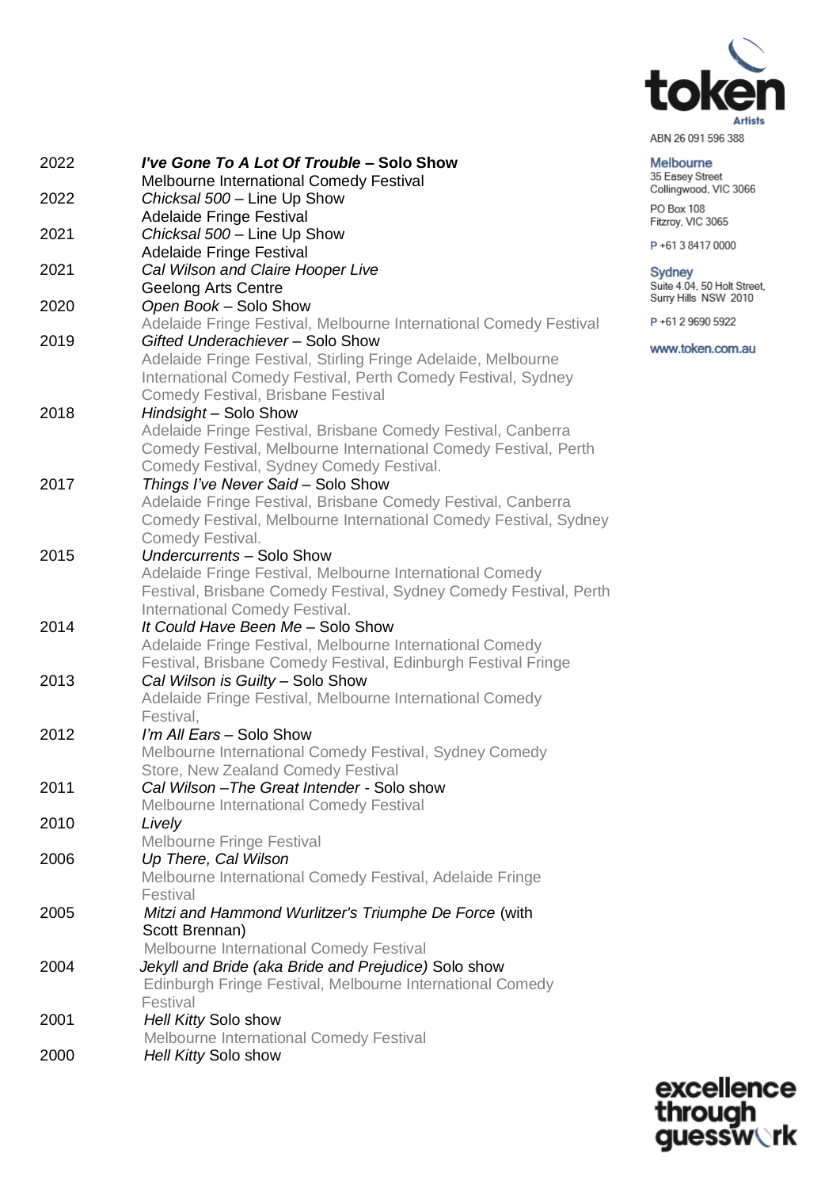| Year | Show |
|---|---|
| 2022 | ***I've Gone To A Lot Of Trouble* – Solo Show**<br>Melbourne International Comedy Festival |
| 2022 | *Chicksal 500* – Line Up Show<br>Adelaide Fringe Festival |
| 2021 | *Chicksal 500* – Line Up Show<br>Adelaide Fringe Festival |
| 2021 | *Cal Wilson and Claire Hooper Live*<br>Geelong Arts Centre |
| 2020 | *Open Book* – Solo Show<br>Adelaide Fringe Festival, Melbourne International Comedy Festival |
| 2019 | *Gifted Underachiever* – Solo Show<br>Adelaide Fringe Festival, Stirling Fringe Adelaide, Melbourne International Comedy Festival, Perth Comedy Festival, Sydney Comedy Festival, Brisbane Festival |
| 2018 | *Hindsight* – Solo Show<br>Adelaide Fringe Festival, Brisbane Comedy Festival, Canberra Comedy Festival, Melbourne International Comedy Festival, Perth Comedy Festival, Sydney Comedy Festival. |
| 2017 | *Things I've Never Said* – Solo Show<br>Adelaide Fringe Festival, Brisbane Comedy Festival, Canberra Comedy Festival, Melbourne International Comedy Festival, Sydney Comedy Festival. |
| 2015 | *Undercurrents* – Solo Show<br>Adelaide Fringe Festival, Melbourne International Comedy Festival, Brisbane Comedy Festival, Sydney Comedy Festival, Perth International Comedy Festival. |
| 2014 | *It Could Have Been Me* – Solo Show<br>Adelaide Fringe Festival, Melbourne International Comedy Festival, Brisbane Comedy Festival, Edinburgh Festival Fringe |
| 2013 | *Cal Wilson is Guilty* – Solo Show<br>Adelaide Fringe Festival, Melbourne International Comedy Festival, |
| 2012 | *I'm All Ears* – Solo Show<br>Melbourne International Comedy Festival, Sydney Comedy Store, New Zealand Comedy Festival |
| 2011 | *Cal Wilson –The Great Intender* - Solo show<br>Melbourne International Comedy Festival |
| 2010 | *Lively*<br>Melbourne Fringe Festival |
| 2006 | *Up There, Cal Wilson*<br>Melbourne International Comedy Festival, Adelaide Fringe Festival |
| 2005 | *Mitzi and Hammond Wurlitzer's Triumphe De Force* (with Scott Brennan)<br>Melbourne International Comedy Festival |
| 2004 | *Jekyll and Bride (aka Bride and Prejudice)* Solo show<br>Edinburgh Fringe Festival, Melbourne International Comedy Festival |
| 2001 | *Hell Kitty* Solo show<br>Melbourne International Comedy Festival |
| 2000 | *Hell Kitty* Solo show |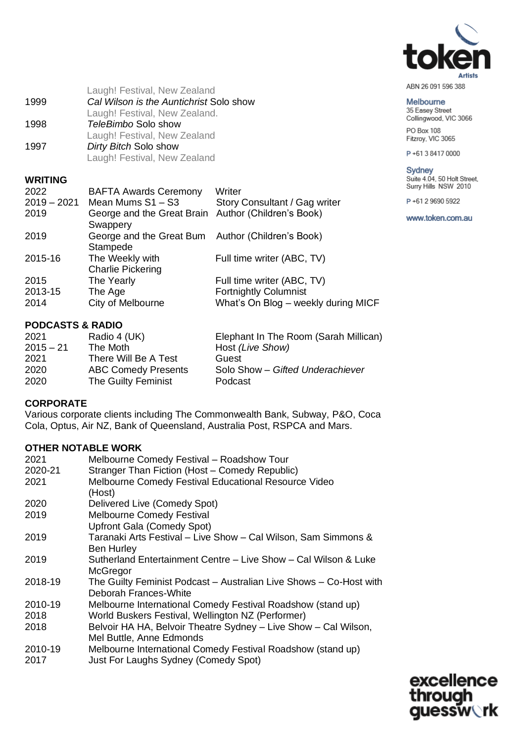| | |
|---|---|
| | Laugh! Festival, New Zealand |
| 1999 | *Cal Wilson is the Antichrist* Solo show |
| | Laugh! Festival, New Zealand. |
| 1998 | *TeleBimbo* Solo show |
| | Laugh! Festival, New Zealand |
| 1997 | *Dirty Bitch* Solo show |
| | Laugh! Festival, New Zealand |

## WRITING

| | | |
|---|---|---|
| 2022 | BAFTA Awards Ceremony | Writer |
| 2019 – 2021 | Mean Mums S1 – S3 | Story Consultant / Gag writer |
| 2019 | George and the Great Brain Swappery | Author (Children's Book) |
| 2019 | George and the Great Bum Stampede | Author (Children's Book) |
| 2015-16 | The Weekly with Charlie Pickering | Full time writer (ABC, TV) |
| 2015 | The Yearly | Full time writer (ABC, TV) |
| 2013-15 | The Age | Fortnightly Columnist |
| 2014 | City of Melbourne | What's On Blog – weekly during MICF |

## PODCASTS & RADIO

| | | |
|---|---|---|
| 2021 | Radio 4 (UK) | Elephant In The Room (Sarah Millican) |
| 2015 – 21 | The Moth | Host *(Live Show)* |
| 2021 | There Will Be A Test | Guest |
| 2020 | ABC Comedy Presents | Solo Show – *Gifted Underachiever* |
| 2020 | The Guilty Feminist | Podcast |

## CORPORATE

Various corporate clients including The Commonwealth Bank, Subway, P&O, Coca Cola, Optus, Air NZ, Bank of Queensland, Australia Post, RSPCA and Mars.

## OTHER NOTABLE WORK

| | |
|---|---|
| 2021 | Melbourne Comedy Festival – Roadshow Tour |
| 2020-21 | Stranger Than Fiction (Host – Comedy Republic) |
| 2021 | Melbourne Comedy Festival Educational Resource Video (Host) |
| 2020 | Delivered Live (Comedy Spot) |
| 2019 | Melbourne Comedy Festival Upfront Gala (Comedy Spot) |
| 2019 | Taranaki Arts Festival – Live Show – Cal Wilson, Sam Simmons & Ben Hurley |
| 2019 | Sutherland Entertainment Centre – Live Show – Cal Wilson & Luke McGregor |
| 2018-19 | The Guilty Feminist Podcast – Australian Live Shows – Co-Host with Deborah Frances-White |
| 2010-19 | Melbourne International Comedy Festival Roadshow (stand up) |
| 2018 | World Buskers Festival, Wellington NZ (Performer) |
| 2018 | Belvoir HA HA, Belvoir Theatre Sydney – Live Show – Cal Wilson, Mel Buttle, Anne Edmonds |
| 2010-19 | Melbourne International Comedy Festival Roadshow (stand up) |
| 2017 | Just For Laughs Sydney (Comedy Spot) |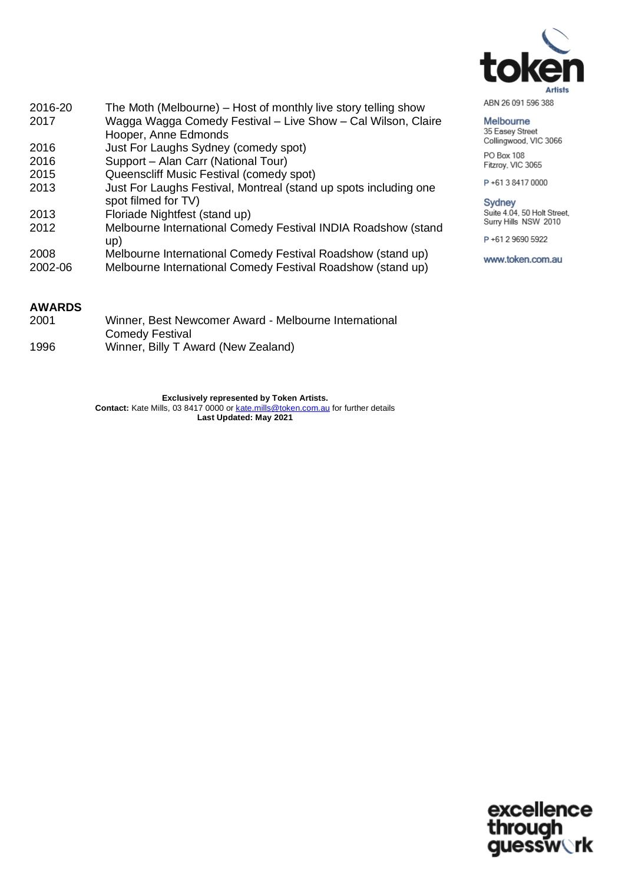| | |
|---|---|
| 2016-20 | The Moth (Melbourne) – Host of monthly live story telling show |
| 2017 | Wagga Wagga Comedy Festival – Live Show – Cal Wilson, Claire Hooper, Anne Edmonds |
| 2016 | Just For Laughs Sydney (comedy spot) |
| 2016 | Support – Alan Carr (National Tour) |
| 2015 | Queenscliff Music Festival (comedy spot) |
| 2013 | Just For Laughs Festival, Montreal (stand up spots including one spot filmed for TV) |
| 2013 | Floriade Nightfest (stand up) |
| 2012 | Melbourne International Comedy Festival INDIA Roadshow (stand up) |
| 2008 | Melbourne International Comedy Festival Roadshow (stand up) |
| 2002-06 | Melbourne International Comedy Festival Roadshow (stand up) |

ABN 26 091 596 388

**Melbourne**
35 Easey Street
Collingwood, VIC 3066

PO Box 108
Fitzroy, VIC 3065

P +61 3 8417 0000

**Sydney**
Suite 4.04, 50 Holt Street,
Surry Hills NSW 2010

P +61 2 9690 5922

www.token.com.au

## AWARDS

| | |
|---|---|
| 2001 | Winner, Best Newcomer Award - Melbourne International Comedy Festival |
| 1996 | Winner, Billy T Award (New Zealand) |

**Exclusively represented by Token Artists.**
**Contact:** Kate Mills, 03 8417 0000 or kate.mills@token.com.au for further details
**Last Updated: May 2021**

excellence through guesswork